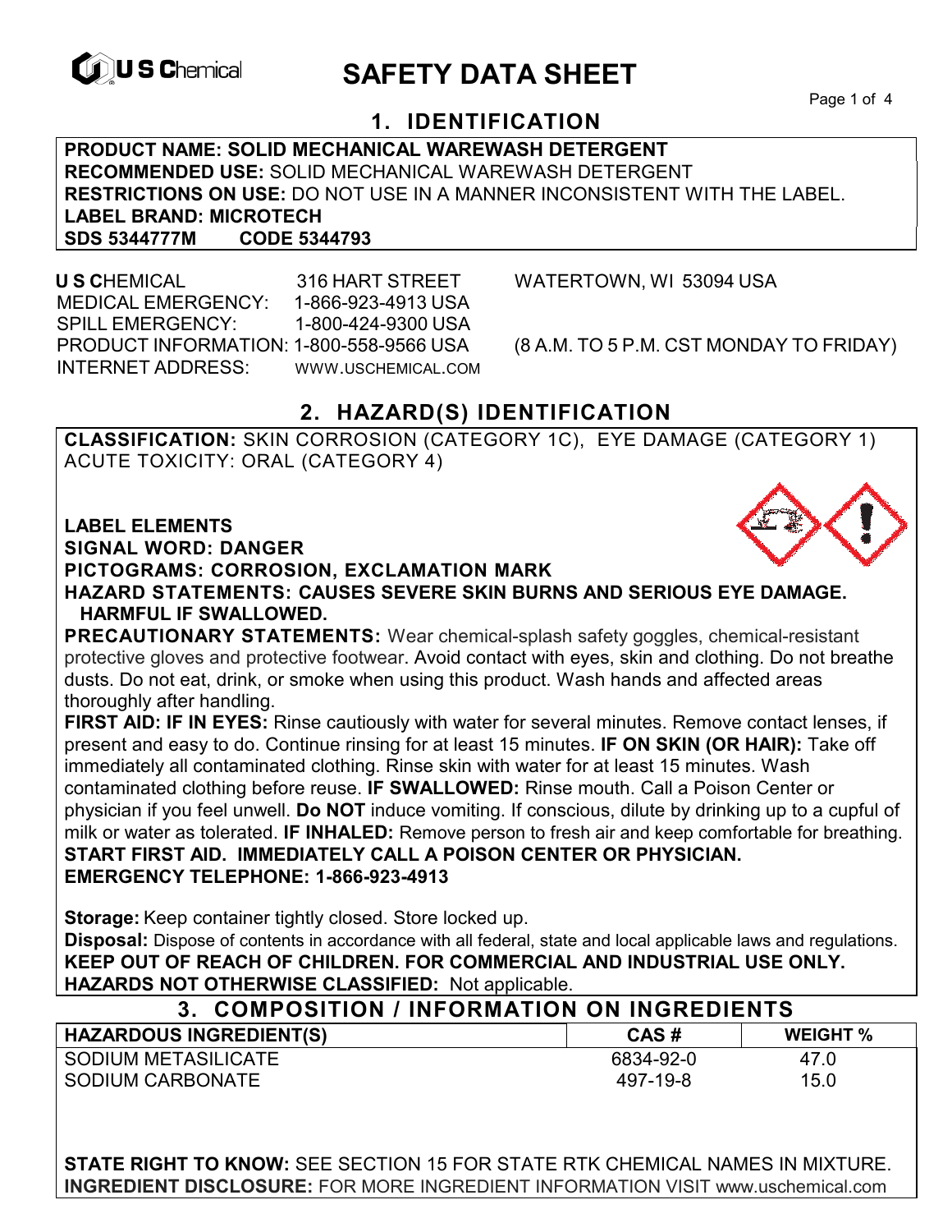U S Chemical

# SAFETY DATA SHEET

## 1. IDENTIFICATION

**PRODUCT NAME: SOLID MECHANICAL WAREWASH DETERGENT**
**RECOMMENDED USE:** SOLID MECHANICAL WAREWASH DETERGENT
**RESTRICTIONS ON USE:** DO NOT USE IN A MANNER INCONSISTENT WITH THE LABEL.
**LABEL BRAND: MICROTECH**
**SDS 5344777M CODE 5344793**

**U S C**HEMICAL 316 HART STREET WATERTOWN, WI 53094 USA
MEDICAL EMERGENCY: 1-866-923-4913 USA
SPILL EMERGENCY: 1-800-424-9300 USA
PRODUCT INFORMATION: 1-800-558-9566 USA (8 A.M. TO 5 P.M. CST MONDAY TO FRIDAY)
INTERNET ADDRESS: WWW.USCHEMICAL.COM

## 2. HAZARD(S) IDENTIFICATION

**CLASSIFICATION:** SKIN CORROSION (CATEGORY 1C), EYE DAMAGE (CATEGORY 1) ACUTE TOXICITY: ORAL (CATEGORY 4)

**LABEL ELEMENTS**
**SIGNAL WORD: DANGER**
**PICTOGRAMS: CORROSION, EXCLAMATION MARK**
**HAZARD STATEMENTS: CAUSES SEVERE SKIN BURNS AND SERIOUS EYE DAMAGE. HARMFUL IF SWALLOWED.**

**PRECAUTIONARY STATEMENTS:** Wear chemical-splash safety goggles, chemical-resistant protective gloves and protective footwear. Avoid contact with eyes, skin and clothing. Do not breathe dusts. Do not eat, drink, or smoke when using this product. Wash hands and affected areas thoroughly after handling.

**FIRST AID: IF IN EYES:** Rinse cautiously with water for several minutes. Remove contact lenses, if present and easy to do. Continue rinsing for at least 15 minutes. **IF ON SKIN (OR HAIR):** Take off immediately all contaminated clothing. Rinse skin with water for at least 15 minutes. Wash contaminated clothing before reuse. **IF SWALLOWED:** Rinse mouth. Call a Poison Center or physician if you feel unwell. **Do NOT** induce vomiting. If conscious, dilute by drinking up to a cupful of milk or water as tolerated. **IF INHALED:** Remove person to fresh air and keep comfortable for breathing.
**START FIRST AID. IMMEDIATELY CALL A POISON CENTER OR PHYSICIAN.**
**EMERGENCY TELEPHONE: 1-866-923-4913**

**Storage:** Keep container tightly closed. Store locked up.
**Disposal:** Dispose of contents in accordance with all federal, state and local applicable laws and regulations.
**KEEP OUT OF REACH OF CHILDREN. FOR COMMERCIAL AND INDUSTRIAL USE ONLY.**
**HAZARDS NOT OTHERWISE CLASSIFIED:** Not applicable.

## 3. COMPOSITION / INFORMATION ON INGREDIENTS

| HAZARDOUS INGREDIENT(S) | CAS # | WEIGHT % |
|---|---|---|
| SODIUM METASILICATE | 6834-92-0 | 47.0 |
| SODIUM CARBONATE | 497-19-8 | 15.0 |

**STATE RIGHT TO KNOW:** SEE SECTION 15 FOR STATE RTK CHEMICAL NAMES IN MIXTURE.
**INGREDIENT DISCLOSURE:** FOR MORE INGREDIENT INFORMATION VISIT www.uschemical.com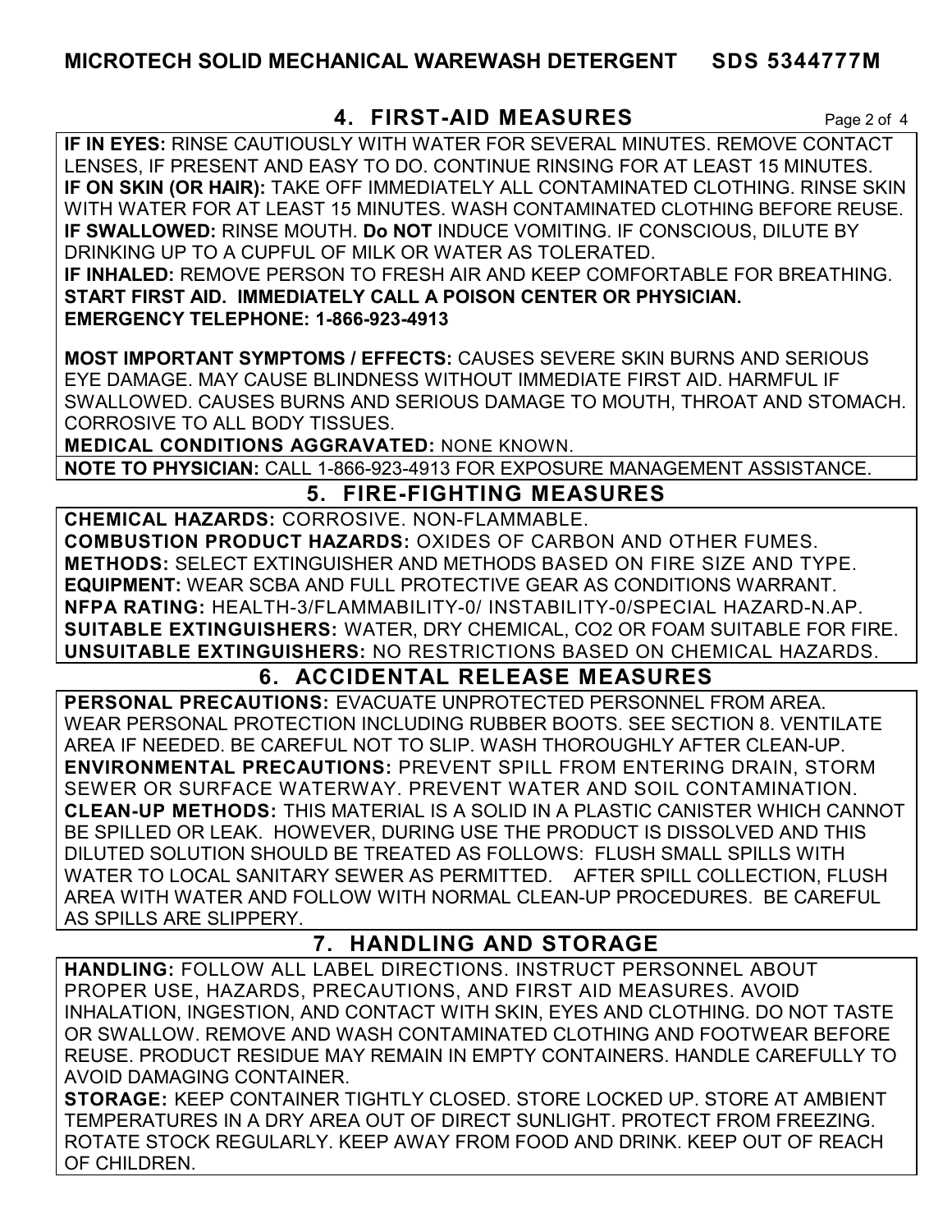## 4. FIRST-AID MEASURES

**IF IN EYES:** RINSE CAUTIOUSLY WITH WATER FOR SEVERAL MINUTES. REMOVE CONTACT LENSES, IF PRESENT AND EASY TO DO. CONTINUE RINSING FOR AT LEAST 15 MINUTES.
**IF ON SKIN (OR HAIR):** TAKE OFF IMMEDIATELY ALL CONTAMINATED CLOTHING. RINSE SKIN WITH WATER FOR AT LEAST 15 MINUTES. WASH CONTAMINATED CLOTHING BEFORE REUSE.
**IF SWALLOWED:** RINSE MOUTH. **Do NOT** INDUCE VOMITING. IF CONSCIOUS, DILUTE BY DRINKING UP TO A CUPFUL OF MILK OR WATER AS TOLERATED.
**IF INHALED:** REMOVE PERSON TO FRESH AIR AND KEEP COMFORTABLE FOR BREATHING.
**START FIRST AID. IMMEDIATELY CALL A POISON CENTER OR PHYSICIAN.**
**EMERGENCY TELEPHONE: 1-866-923-4913**

**MOST IMPORTANT SYMPTOMS / EFFECTS:** CAUSES SEVERE SKIN BURNS AND SERIOUS EYE DAMAGE. MAY CAUSE BLINDNESS WITHOUT IMMEDIATE FIRST AID. HARMFUL IF SWALLOWED. CAUSES BURNS AND SERIOUS DAMAGE TO MOUTH, THROAT AND STOMACH. CORROSIVE TO ALL BODY TISSUES.
**MEDICAL CONDITIONS AGGRAVATED:** NONE KNOWN.
**NOTE TO PHYSICIAN:** CALL 1-866-923-4913 FOR EXPOSURE MANAGEMENT ASSISTANCE.

## 5. FIRE-FIGHTING MEASURES

**CHEMICAL HAZARDS:** CORROSIVE. NON-FLAMMABLE.
**COMBUSTION PRODUCT HAZARDS:** OXIDES OF CARBON AND OTHER FUMES.
**METHODS:** SELECT EXTINGUISHER AND METHODS BASED ON FIRE SIZE AND TYPE.
**EQUIPMENT:** WEAR SCBA AND FULL PROTECTIVE GEAR AS CONDITIONS WARRANT.
**NFPA RATING:** HEALTH-3/FLAMMABILITY-0/ INSTABILITY-0/SPECIAL HAZARD-N.AP.
**SUITABLE EXTINGUISHERS:** WATER, DRY CHEMICAL, CO2 OR FOAM SUITABLE FOR FIRE.
**UNSUITABLE EXTINGUISHERS:** NO RESTRICTIONS BASED ON CHEMICAL HAZARDS.

## 6. ACCIDENTAL RELEASE MEASURES

**PERSONAL PRECAUTIONS:** EVACUATE UNPROTECTED PERSONNEL FROM AREA. WEAR PERSONAL PROTECTION INCLUDING RUBBER BOOTS. SEE SECTION 8. VENTILATE AREA IF NEEDED. BE CAREFUL NOT TO SLIP. WASH THOROUGHLY AFTER CLEAN-UP.
**ENVIRONMENTAL PRECAUTIONS:** PREVENT SPILL FROM ENTERING DRAIN, STORM SEWER OR SURFACE WATERWAY. PREVENT WATER AND SOIL CONTAMINATION.
**CLEAN-UP METHODS:** THIS MATERIAL IS A SOLID IN A PLASTIC CANISTER WHICH CANNOT BE SPILLED OR LEAK. HOWEVER, DURING USE THE PRODUCT IS DISSOLVED AND THIS DILUTED SOLUTION SHOULD BE TREATED AS FOLLOWS: FLUSH SMALL SPILLS WITH WATER TO LOCAL SANITARY SEWER AS PERMITTED. AFTER SPILL COLLECTION, FLUSH AREA WITH WATER AND FOLLOW WITH NORMAL CLEAN-UP PROCEDURES. BE CAREFUL AS SPILLS ARE SLIPPERY.

## 7. HANDLING AND STORAGE

**HANDLING:** FOLLOW ALL LABEL DIRECTIONS. INSTRUCT PERSONNEL ABOUT PROPER USE, HAZARDS, PRECAUTIONS, AND FIRST AID MEASURES. AVOID INHALATION, INGESTION, AND CONTACT WITH SKIN, EYES AND CLOTHING. DO NOT TASTE OR SWALLOW. REMOVE AND WASH CONTAMINATED CLOTHING AND FOOTWEAR BEFORE REUSE. PRODUCT RESIDUE MAY REMAIN IN EMPTY CONTAINERS. HANDLE CAREFULLY TO AVOID DAMAGING CONTAINER.
**STORAGE:** KEEP CONTAINER TIGHTLY CLOSED. STORE LOCKED UP. STORE AT AMBIENT TEMPERATURES IN A DRY AREA OUT OF DIRECT SUNLIGHT. PROTECT FROM FREEZING. ROTATE STOCK REGULARLY. KEEP AWAY FROM FOOD AND DRINK. KEEP OUT OF REACH OF CHILDREN.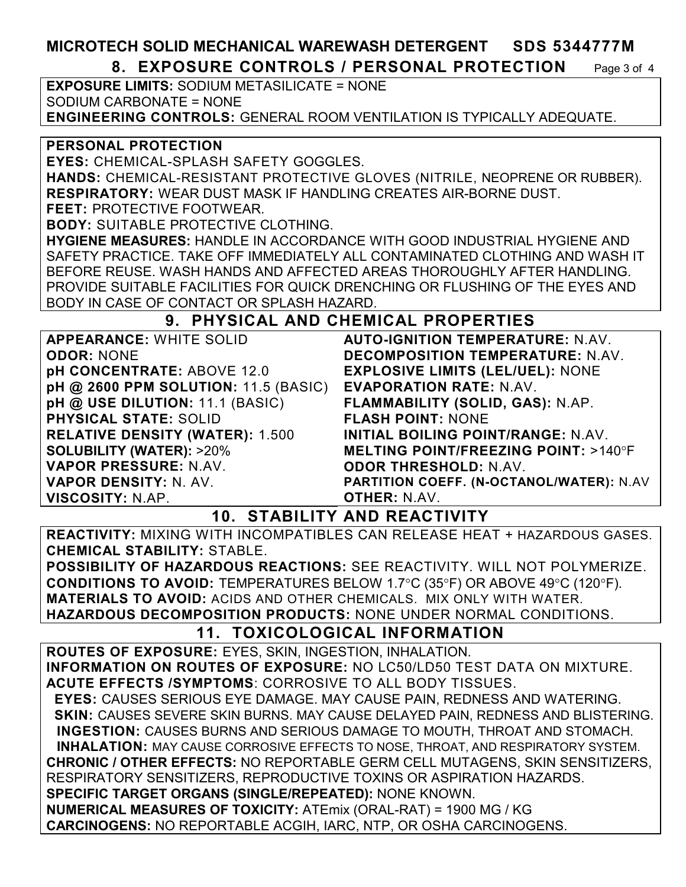# MICROTECH SOLID MECHANICAL WAREWASH DETERGENT SDS 5344777M

## 8. EXPOSURE CONTROLS / PERSONAL PROTECTION

**EXPOSURE LIMITS:** SODIUM METASILICATE = NONE
SODIUM CARBONATE = NONE
**ENGINEERING CONTROLS:** GENERAL ROOM VENTILATION IS TYPICALLY ADEQUATE.

**PERSONAL PROTECTION**
**EYES:** CHEMICAL-SPLASH SAFETY GOGGLES.
**HANDS:** CHEMICAL-RESISTANT PROTECTIVE GLOVES (NITRILE, NEOPRENE OR RUBBER).
**RESPIRATORY:** WEAR DUST MASK IF HANDLING CREATES AIR-BORNE DUST.
**FEET:** PROTECTIVE FOOTWEAR.
**BODY:** SUITABLE PROTECTIVE CLOTHING.
**HYGIENE MEASURES:** HANDLE IN ACCORDANCE WITH GOOD INDUSTRIAL HYGIENE AND SAFETY PRACTICE. TAKE OFF IMMEDIATELY ALL CONTAMINATED CLOTHING AND WASH IT BEFORE REUSE. WASH HANDS AND AFFECTED AREAS THOROUGHLY AFTER HANDLING. PROVIDE SUITABLE FACILITIES FOR QUICK DRENCHING OR FLUSHING OF THE EYES AND BODY IN CASE OF CONTACT OR SPLASH HAZARD.

## 9. PHYSICAL AND CHEMICAL PROPERTIES

**APPEARANCE:** WHITE SOLID
**ODOR:** NONE
**pH CONCENTRATE:** ABOVE 12.0
**pH @ 2600 PPM SOLUTION:** 11.5 (BASIC)
**pH @ USE DILUTION:** 11.1 (BASIC)
**PHYSICAL STATE:** SOLID
**RELATIVE DENSITY (WATER):** 1.500
**SOLUBILITY (WATER):** >20%
**VAPOR PRESSURE:** N.AV.
**VAPOR DENSITY:** N. AV.
**VISCOSITY:** N.AP.
**AUTO-IGNITION TEMPERATURE:** N.AV.
**DECOMPOSITION TEMPERATURE:** N.AV.
**EXPLOSIVE LIMITS (LEL/UEL):** NONE
**EVAPORATION RATE:** N.AV.
**FLAMMABILITY (SOLID, GAS):** N.AP.
**FLASH POINT:** NONE
**INITIAL BOILING POINT/RANGE:** N.AV.
**MELTING POINT/FREEZING POINT:** >140°F
**ODOR THRESHOLD:** N.AV.
**PARTITION COEFF. (N-OCTANOL/WATER):** N.AV
**OTHER:** N.AV.

## 10. STABILITY AND REACTIVITY

**REACTIVITY:** MIXING WITH INCOMPATIBLES CAN RELEASE HEAT + HAZARDOUS GASES.
**CHEMICAL STABILITY:** STABLE.
**POSSIBILITY OF HAZARDOUS REACTIONS:** SEE REACTIVITY. WILL NOT POLYMERIZE.
**CONDITIONS TO AVOID:** TEMPERATURES BELOW 1.7°C (35°F) OR ABOVE 49°C (120°F).
**MATERIALS TO AVOID:** ACIDS AND OTHER CHEMICALS. MIX ONLY WITH WATER.
**HAZARDOUS DECOMPOSITION PRODUCTS:** NONE UNDER NORMAL CONDITIONS.

## 11. TOXICOLOGICAL INFORMATION

**ROUTES OF EXPOSURE:** EYES, SKIN, INGESTION, INHALATION.
**INFORMATION ON ROUTES OF EXPOSURE:** NO LC50/LD50 TEST DATA ON MIXTURE.
**ACUTE EFFECTS /SYMPTOMS**: CORROSIVE TO ALL BODY TISSUES.
**EYES:** CAUSES SERIOUS EYE DAMAGE. MAY CAUSE PAIN, REDNESS AND WATERING.
**SKIN:** CAUSES SEVERE SKIN BURNS. MAY CAUSE DELAYED PAIN, REDNESS AND BLISTERING.
**INGESTION:** CAUSES BURNS AND SERIOUS DAMAGE TO MOUTH, THROAT AND STOMACH.
**INHALATION:** MAY CAUSE CORROSIVE EFFECTS TO NOSE, THROAT, AND RESPIRATORY SYSTEM.
**CHRONIC / OTHER EFFECTS:** NO REPORTABLE GERM CELL MUTAGENS, SKIN SENSITIZERS, RESPIRATORY SENSITIZERS, REPRODUCTIVE TOXINS OR ASPIRATION HAZARDS.
**SPECIFIC TARGET ORGANS (SINGLE/REPEATED):** NONE KNOWN.
**NUMERICAL MEASURES OF TOXICITY:** ATEmix (ORAL-RAT) = 1900 MG / KG
**CARCINOGENS:** NO REPORTABLE ACGIH, IARC, NTP, OR OSHA CARCINOGENS.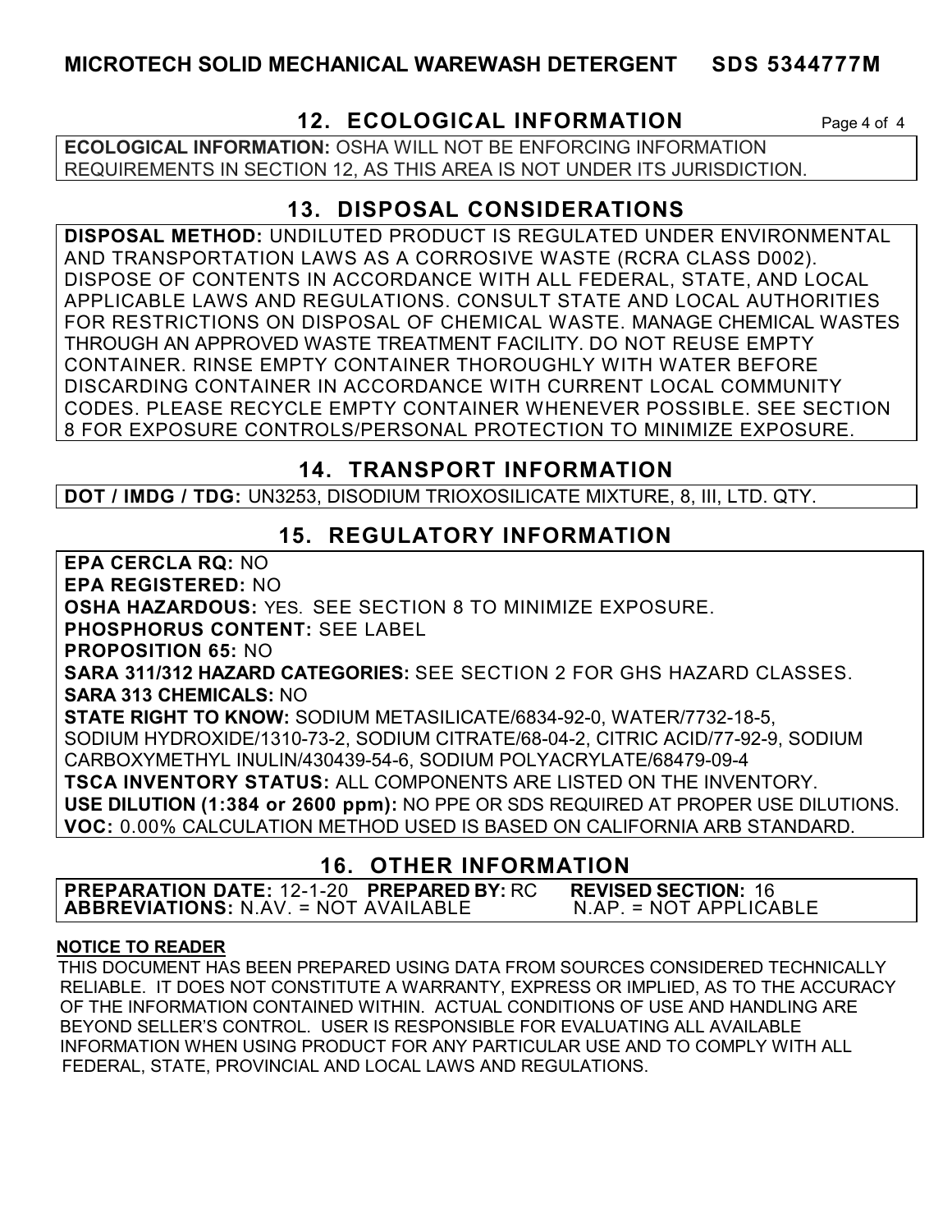## 12. ECOLOGICAL INFORMATION

**ECOLOGICAL INFORMATION:** OSHA WILL NOT BE ENFORCING INFORMATION REQUIREMENTS IN SECTION 12, AS THIS AREA IS NOT UNDER ITS JURISDICTION.

## 13. DISPOSAL CONSIDERATIONS

**DISPOSAL METHOD:** UNDILUTED PRODUCT IS REGULATED UNDER ENVIRONMENTAL AND TRANSPORTATION LAWS AS A CORROSIVE WASTE (RCRA CLASS D002). DISPOSE OF CONTENTS IN ACCORDANCE WITH ALL FEDERAL, STATE, AND LOCAL APPLICABLE LAWS AND REGULATIONS. CONSULT STATE AND LOCAL AUTHORITIES FOR RESTRICTIONS ON DISPOSAL OF CHEMICAL WASTE. MANAGE CHEMICAL WASTES THROUGH AN APPROVED WASTE TREATMENT FACILITY. DO NOT REUSE EMPTY CONTAINER. RINSE EMPTY CONTAINER THOROUGHLY WITH WATER BEFORE DISCARDING CONTAINER IN ACCORDANCE WITH CURRENT LOCAL COMMUNITY CODES. PLEASE RECYCLE EMPTY CONTAINER WHENEVER POSSIBLE. SEE SECTION 8 FOR EXPOSURE CONTROLS/PERSONAL PROTECTION TO MINIMIZE EXPOSURE.

## 14. TRANSPORT INFORMATION

**DOT / IMDG / TDG:** UN3253, DISODIUM TRIOXOSILICATE MIXTURE, 8, III, LTD. QTY.

## 15. REGULATORY INFORMATION

**EPA CERCLA RQ:** NO
**EPA REGISTERED:** NO
**OSHA HAZARDOUS:** YES. SEE SECTION 8 TO MINIMIZE EXPOSURE.
**PHOSPHORUS CONTENT:** SEE LABEL
**PROPOSITION 65:** NO
**SARA 311/312 HAZARD CATEGORIES:** SEE SECTION 2 FOR GHS HAZARD CLASSES.
**SARA 313 CHEMICALS:** NO
**STATE RIGHT TO KNOW:** SODIUM METASILICATE/6834-92-0, WATER/7732-18-5, SODIUM HYDROXIDE/1310-73-2, SODIUM CITRATE/68-04-2, CITRIC ACID/77-92-9, SODIUM CARBOXYMETHYL INULIN/430439-54-6, SODIUM POLYACRYLATE/68479-09-4
**TSCA INVENTORY STATUS:** ALL COMPONENTS ARE LISTED ON THE INVENTORY.
**USE DILUTION (1:384 or 2600 ppm):** NO PPE OR SDS REQUIRED AT PROPER USE DILUTIONS.
**VOC:** 0.00% CALCULATION METHOD USED IS BASED ON CALIFORNIA ARB STANDARD.

## 16. OTHER INFORMATION

**PREPARATION DATE:** 12-1-20 **PREPARED BY:** RC **REVISED SECTION:** 16
**ABBREVIATIONS:** N.AV. = NOT AVAILABLE N.AP. = NOT APPLICABLE

**NOTICE TO READER**

THIS DOCUMENT HAS BEEN PREPARED USING DATA FROM SOURCES CONSIDERED TECHNICALLY RELIABLE. IT DOES NOT CONSTITUTE A WARRANTY, EXPRESS OR IMPLIED, AS TO THE ACCURACY OF THE INFORMATION CONTAINED WITHIN. ACTUAL CONDITIONS OF USE AND HANDLING ARE BEYOND SELLER'S CONTROL. USER IS RESPONSIBLE FOR EVALUATING ALL AVAILABLE INFORMATION WHEN USING PRODUCT FOR ANY PARTICULAR USE AND TO COMPLY WITH ALL FEDERAL, STATE, PROVINCIAL AND LOCAL LAWS AND REGULATIONS.